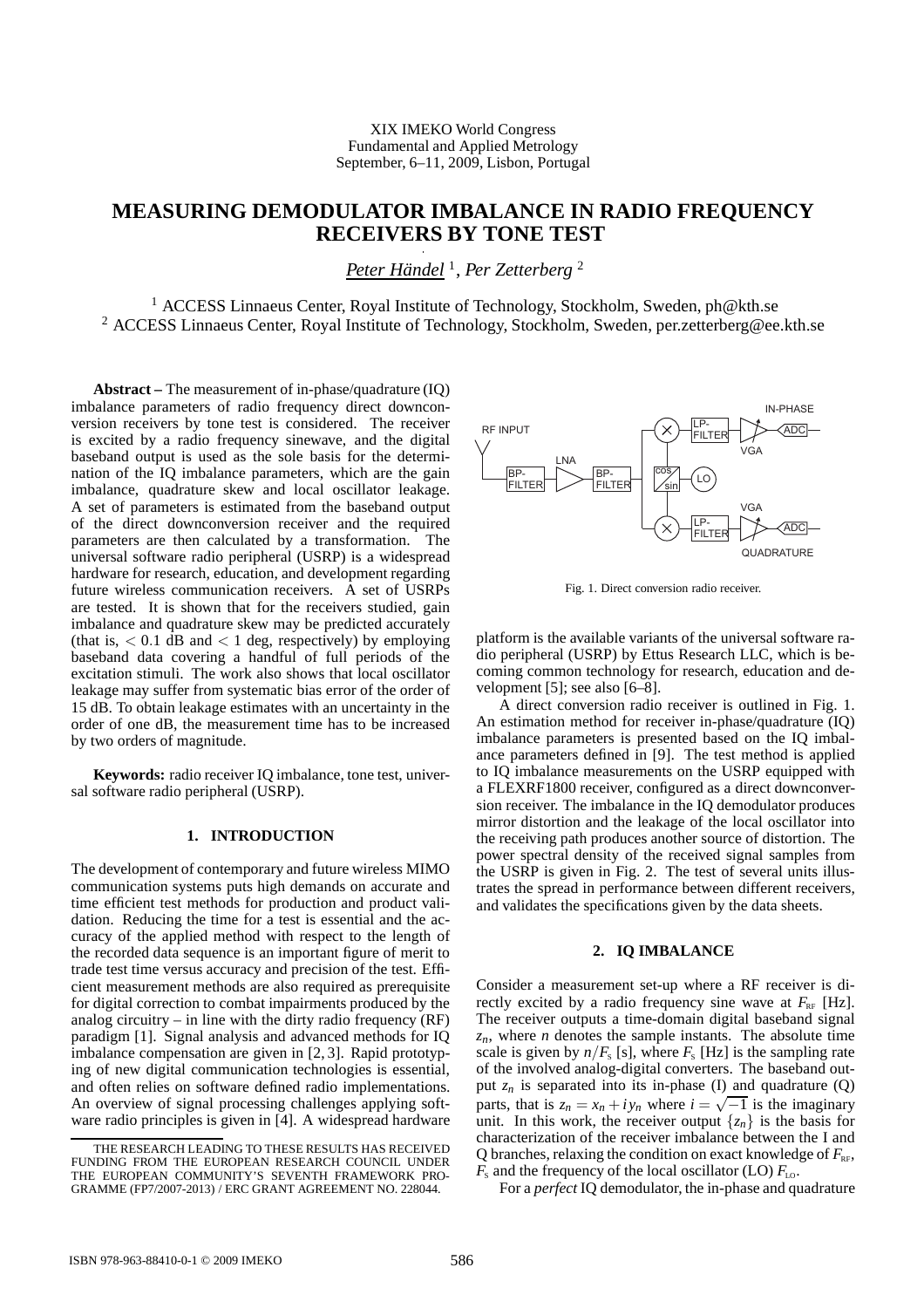XIX IMEKO World Congress
Fundamental and Applied Metrology
September, 6–11, 2009, Lisbon, Portugal

# MEASURING DEMODULATOR IMBALANCE IN RADIO FREQUENCY RECEIVERS BY TONE TEST

*Peter Händel* [1], *Per Zetterberg* [2]

[1] ACCESS Linnaeus Center, Royal Institute of Technology, Stockholm, Sweden, ph@kth.se
[2] ACCESS Linnaeus Center, Royal Institute of Technology, Stockholm, Sweden, per.zetterberg@ee.kth.se

**Abstract –** The measurement of in-phase/quadrature (IQ) imbalance parameters of radio frequency direct downconversion receivers by tone test is considered. The receiver is excited by a radio frequency sinewave, and the digital baseband output is used as the sole basis for the determination of the IQ imbalance parameters, which are the gain imbalance, quadrature skew and local oscillator leakage. A set of parameters is estimated from the baseband output of the direct downconversion receiver and the required parameters are then calculated by a transformation. The universal software radio peripheral (USRP) is a widespread hardware for research, education, and development regarding future wireless communication receivers. A set of USRPs are tested. It is shown that for the receivers studied, gain imbalance and quadrature skew may be predicted accurately (that is, $< 0.1$ dB and $< 1$ deg, respectively) by employing baseband data covering a handful of full periods of the excitation stimuli. The work also shows that local oscillator leakage may suffer from systematic bias error of the order of 15 dB. To obtain leakage estimates with an uncertainty in the order of one dB, the measurement time has to be increased by two orders of magnitude.

**Keywords:** radio receiver IQ imbalance, tone test, universal software radio peripheral (USRP).

## 1. INTRODUCTION

The development of contemporary and future wireless MIMO communication systems puts high demands on accurate and time efficient test methods for production and product validation. Reducing the time for a test is essential and the accuracy of the applied method with respect to the length of the recorded data sequence is an important figure of merit to trade test time versus accuracy and precision of the test. Efficient measurement methods are also required as prerequisite for digital correction to combat impairments produced by the analog circuitry – in line with the dirty radio frequency (RF) paradigm [1]. Signal analysis and advanced methods for IQ imbalance compensation are given in [2, 3]. Rapid prototyping of new digital communication technologies is essential, and often relies on software defined radio implementations. An overview of signal processing challenges applying software radio principles is given in [4]. A widespread hardware platform is the available variants of the universal software radio peripheral (USRP) by Ettus Research LLC, which is becoming common technology for research, education and development [5]; see also [6–8].

Fig. 1. Direct conversion radio receiver.

A direct conversion radio receiver is outlined in Fig. 1. An estimation method for receiver in-phase/quadrature (IQ) imbalance parameters is presented based on the IQ imbalance parameters defined in [9]. The test method is applied to IQ imbalance measurements on the USRP equipped with a FLEXRF1800 receiver, configured as a direct downconversion receiver. The imbalance in the IQ demodulator produces mirror distortion and the leakage of the local oscillator into the receiving path produces another source of distortion. The power spectral density of the received signal samples from the USRP is given in Fig. 2. The test of several units illustrates the spread in performance between different receivers, and validates the specifications given by the data sheets.

## 2. IQ IMBALANCE

Consider a measurement set-up where a RF receiver is directly excited by a radio frequency sine wave at $F_{RF}$ [Hz]. The receiver outputs a time-domain digital baseband signal $z_n$, where $n$ denotes the sample instants. The absolute time scale is given by $n/F_S$ [s], where $F_S$ [Hz] is the sampling rate of the involved analog-digital converters. The baseband output $z_n$ is separated into its in-phase (I) and quadrature (Q) parts, that is $z_n = x_n + iy_n$ where $i = \sqrt{-1}$ is the imaginary unit. In this work, the receiver output $\{z_n\}$ is the basis for characterization of the receiver imbalance between the I and Q branches, relaxing the condition on exact knowledge of $F_{RF}$, $F_S$ and the frequency of the local oscillator (LO) $F_{LO}$.

For a *perfect* IQ demodulator, the in-phase and quadrature

THE RESEARCH LEADING TO THESE RESULTS HAS RECEIVED FUNDING FROM THE EUROPEAN RESEARCH COUNCIL UNDER THE EUROPEAN COMMUNITY'S SEVENTH FRAMEWORK PROGRAMME (FP7/2007-2013) / ERC GRANT AGREEMENT NO. 228044.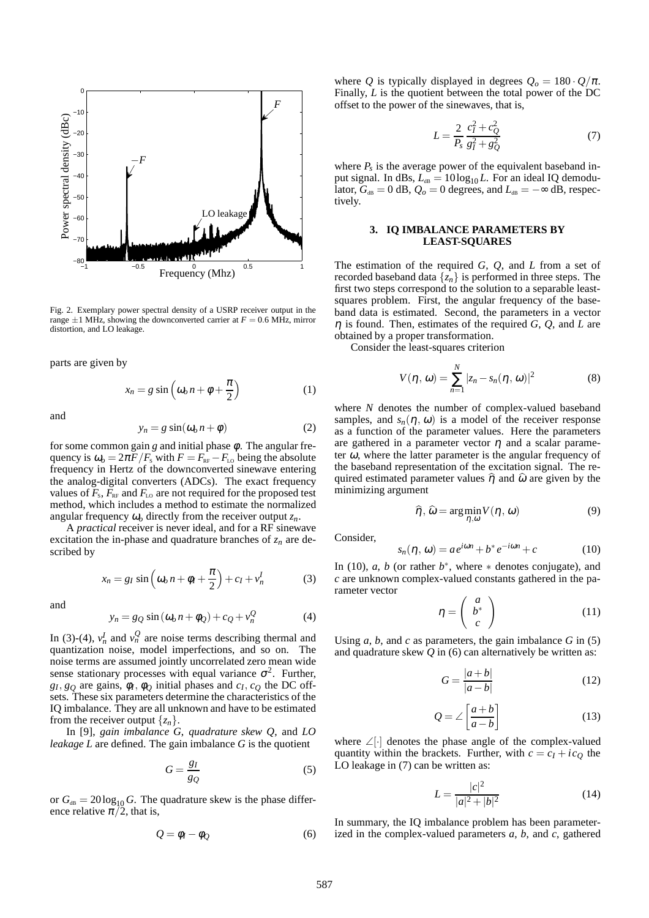Fig. 2. Exemplary power spectral density of a USRP receiver output in the range $\pm 1$ MHz, showing the downconverted carrier at $F = 0.6$ MHz, mirror distortion, and LO leakage.

parts are given by

$$x_n = g \sin\left(\omega_o n + \phi + \frac{\pi}{2}\right) \tag{1}$$

and

$$y_n = g \sin(\omega_o n + \phi) \tag{2}$$

for some common gain $g$ and initial phase $\phi$. The angular frequency is $\omega_o = 2\pi F/F_s$ with $F = F_{RF} - F_{LO}$ being the absolute frequency in Hertz of the downconverted sinewave entering the analog-digital converters (ADCs). The exact frequency values of $F_s$, $F_{RF}$ and $F_{LO}$ are not required for the proposed test method, which includes a method to estimate the normalized angular frequency $\omega_o$ directly from the receiver output $z_n$.

A *practical* receiver is never ideal, and for a RF sinewave excitation the in-phase and quadrature branches of $z_n$ are described by

$$x_n = g_I \sin\left(\omega_o n + \phi_I + \frac{\pi}{2}\right) + c_I + v_n^I \tag{3}$$

and

$$y_n = g_Q \sin(\omega_o n + \phi_Q) + c_Q + v_n^Q \tag{4}$$

In (3)-(4), $v_n^I$ and $v_n^Q$ are noise terms describing thermal and quantization noise, model imperfections, and so on. The noise terms are assumed jointly uncorrelated zero mean wide sense stationary processes with equal variance $\sigma^2$. Further, $g_I, g_Q$ are gains, $\phi_I, \phi_Q$ initial phases and $c_I, c_Q$ the DC offsets. These six parameters determine the characteristics of the IQ imbalance. They are all unknown and have to be estimated from the receiver output $\{z_n\}$.

In [9], *gain imbalance G*, *quadrature skew Q*, and *LO leakage L* are defined. The gain imbalance $G$ is the quotient

$$G = \frac{g_I}{g_Q} \tag{5}$$

or $G_{dB} = 20\log_{10} G$. The quadrature skew is the phase difference relative $\pi/2$, that is,

$$Q = \phi_I - \phi_Q \tag{6}$$

where $Q$ is typically displayed in degrees $Q_o = 180 \cdot Q/\pi$. Finally, $L$ is the quotient between the total power of the DC offset to the power of the sinewaves, that is,

$$L = \frac{2}{P_s} \frac{c_I^2 + c_Q^2}{g_I^2 + g_Q^2} \tag{7}$$

where $P_s$ is the average power of the equivalent baseband input signal. In dBs, $L_{dB} = 10\log_{10} L$. For an ideal IQ demodulator, $G_{dB} = 0$ dB, $Q_o = 0$ degrees, and $L_{dB} = -\infty$ dB, respectively.

## 3. IQ IMBALANCE PARAMETERS BY LEAST-SQUARES

The estimation of the required $G$, $Q$, and $L$ from a set of recorded baseband data $\{z_n\}$ is performed in three steps. The first two steps correspond to the solution to a separable least-squares problem. First, the angular frequency of the baseband data is estimated. Second, the parameters in a vector $\eta$ is found. Then, estimates of the required $G$, $Q$, and $L$ are obtained by a proper transformation.

Consider the least-squares criterion

$$V(\eta, \omega) = \sum_{n=1}^{N} |z_n - s_n(\eta, \omega)|^2 \tag{8}$$

where $N$ denotes the number of complex-valued baseband samples, and $s_n(\eta, \omega)$ is a model of the receiver response as a function of the parameter values. Here the parameters are gathered in a parameter vector $\eta$ and a scalar parameter $\omega$, where the latter parameter is the angular frequency of the baseband representation of the excitation signal. The required estimated parameter values $\widehat{\eta}$ and $\widehat{\omega}$ are given by the minimizing argument

$$\widehat{\eta}, \widehat{\omega} = \arg\min_{\eta, \omega} V(\eta, \omega) \tag{9}$$

Consider,

$$s_n(\eta, \omega) = a\, e^{i\omega n} + b^* e^{-i\omega n} + c \tag{10}$$

In (10), $a$, $b$ (or rather $b^*$, where $*$ denotes conjugate), and $c$ are unknown complex-valued constants gathered in the parameter vector

$$\eta = \begin{pmatrix} a \\ b^* \\ c \end{pmatrix} \tag{11}$$

Using $a$, $b$, and $c$ as parameters, the gain imbalance $G$ in (5) and quadrature skew $Q$ in (6) can alternatively be written as:

$$G = \frac{|a + b|}{|a - b|} \tag{12}$$

$$Q = \angle\left[\frac{a + b}{a - b}\right] \tag{13}$$

where $\angle[\cdot]$ denotes the phase angle of the complex-valued quantity within the brackets. Further, with $c = c_I + i c_Q$ the LO leakage in (7) can be written as:

$$L = \frac{|c|^2}{|a|^2 + |b|^2} \tag{14}$$

In summary, the IQ imbalance problem has been parameterized in the complex-valued parameters $a$, $b$, and $c$, gathered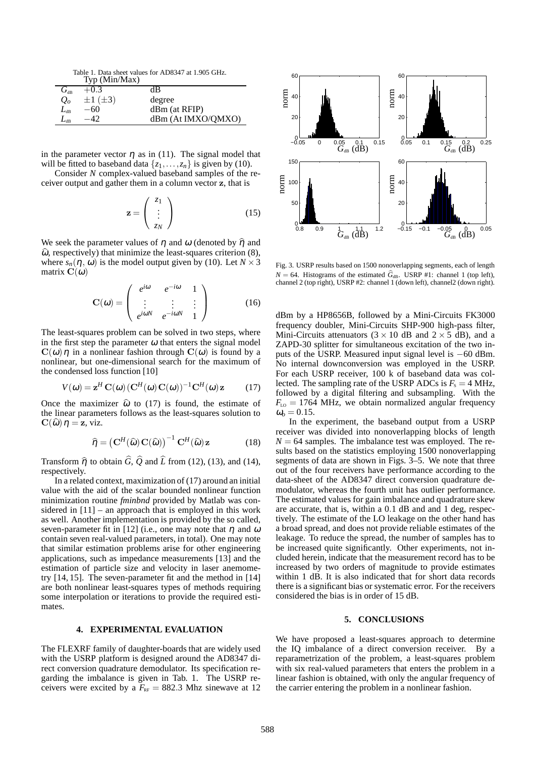Table 1. Data sheet values for AD8347 at 1.905 GHz.

| | Typ (Min/Max) | |
|---|---|---|
| $G_{\text{dB}}$ | $+0.3$ | dB |
| $Q_o$ | $\pm 1\ (\pm 3)$ | degree |
| $L_{\text{dB}}$ | $-60$ | dBm (at RFIP) |
| $L_{\text{dB}}$ | $-42$ | dBm (At IMXO/QMXO) |

in the parameter vector $\eta$ as in (11). The signal model that will be fitted to baseband data $\{z_1, \ldots, z_n\}$ is given by (10).

Consider $N$ complex-valued baseband samples of the receiver output and gather them in a column vector $\mathbf{z}$, that is

$$\mathbf{z} = \begin{pmatrix} z_1 \\ \vdots \\ z_N \end{pmatrix} \tag{15}$$

We seek the parameter values of $\eta$ and $\omega$ (denoted by $\widehat{\eta}$ and $\widehat{\omega}$, respectively) that minimize the least-squares criterion (8), where $s_n(\eta, \omega)$ is the model output given by (10). Let $N \times 3$ matrix $\mathbf{C}(\omega)$

$$\mathbf{C}(\omega) = \begin{pmatrix} e^{i\omega} & e^{-i\omega} & 1 \\ \vdots & \vdots & \vdots \\ e^{i\omega N} & e^{-i\omega N} & 1 \end{pmatrix} \tag{16}$$

The least-squares problem can be solved in two steps, where in the first step the parameter $\omega$ that enters the signal model $\mathbf{C}(\omega)\eta$ in a nonlinear fashion through $\mathbf{C}(\omega)$ is found by a nonlinear, but one-dimensional search for the maximum of the condensed loss function [10]

$$V(\omega) = \mathbf{z}^H \mathbf{C}(\omega)\,(\mathbf{C}^H(\omega)\,\mathbf{C}(\omega))^{-1}\mathbf{C}^H(\omega)\,\mathbf{z} \tag{17}$$

Once the maximizer $\widehat{\omega}$ to (17) is found, the estimate of the linear parameters follows as the least-squares solution to $\mathbf{C}(\widehat{\omega})\,\eta = \mathbf{z}$, viz.

$$\widehat{\eta} = \left(\mathbf{C}^H(\widehat{\omega})\,\mathbf{C}(\widehat{\omega})\right)^{-1}\mathbf{C}^H(\widehat{\omega})\,\mathbf{z} \tag{18}$$

Transform $\widehat{\eta}$ to obtain $\widehat{G}$, $\widehat{Q}$ and $\widehat{L}$ from (12), (13), and (14), respectively.

In a related context, maximization of (17) around an initial value with the aid of the scalar bounded nonlinear function minimization routine *fminbnd* provided by Matlab was considered in [11] – an approach that is employed in this work as well. Another implementation is provided by the so called, seven-parameter fit in [12] (i.e., one may note that $\eta$ and $\omega$ contain seven real-valued parameters, in total). One may note that similar estimation problems arise for other engineering applications, such as impedance measurements [13] and the estimation of particle size and velocity in laser anemometry [14, 15]. The seven-parameter fit and the method in [14] are both nonlinear least-squares types of methods requiring some interpolation or iterations to provide the required estimates.

## 4. EXPERIMENTAL EVALUATION

The FLEXRF family of daughter-boards that are widely used with the USRP platform is designed around the AD8347 direct conversion quadrature demodulator. Its specification regarding the imbalance is given in Tab. 1. The USRP receivers were excited by a $F_{\text{RF}} = 882.3$ Mhz sinewave at 12 dBm by a HP8656B, followed by a Mini-Circuits FK3000 frequency doubler, Mini-Circuits SHP-900 high-pass filter, Mini-Circuits attenuators ($3 \times 10$ dB and $2 \times 5$ dB), and a ZAPD-30 splitter for simultaneous excitation of the two inputs of the USRP. Measured input signal level is $-60$ dBm. No internal downconversion was employed in the USRP. For each USRP receiver, 100 k of baseband data was collected. The sampling rate of the USRP ADCs is $F_s = 4$ MHz, followed by a digital filtering and subsampling. With the $F_{\text{LO}} = 1764$ MHz, we obtain normalized angular frequency $\omega_o = 0.15$.

Fig. 3. USRP results based on 1500 nonoverlapping segments, each of length $N = 64$. Histograms of the estimated $\widehat{G}_{\text{dB}}$. USRP #1: channel 1 (top left), channel 2 (top right), USRP #2: channel 1 (down left), channel2 (down right).

In the experiment, the baseband output from a USRP receiver was divided into nonoverlapping blocks of length $N = 64$ samples. The imbalance test was employed. The results based on the statistics employing 1500 nonoverlapping segments of data are shown in Figs. 3–5. We note that three out of the four receivers have performance according to the data-sheet of the AD8347 direct conversion quadrature demodulator, whereas the fourth unit has outlier performance. The estimated values for gain imbalance and quadrature skew are accurate, that is, within a 0.1 dB and and 1 deg, respectively. The estimate of the LO leakage on the other hand has a broad spread, and does not provide reliable estimates of the leakage. To reduce the spread, the number of samples has to be increased quite significantly. Other experiments, not included herein, indicate that the measurement record has to be increased by two orders of magnitude to provide estimates within 1 dB. It is also indicated that for short data records there is a significant bias or systematic error. For the receivers considered the bias is in order of 15 dB.

## 5. CONCLUSIONS

We have proposed a least-squares approach to determine the IQ imbalance of a direct conversion receiver. By a reparametrization of the problem, a least-squares problem with six real-valued parameters that enters the problem in a linear fashion is obtained, with only the angular frequency of the carrier entering the problem in a nonlinear fashion.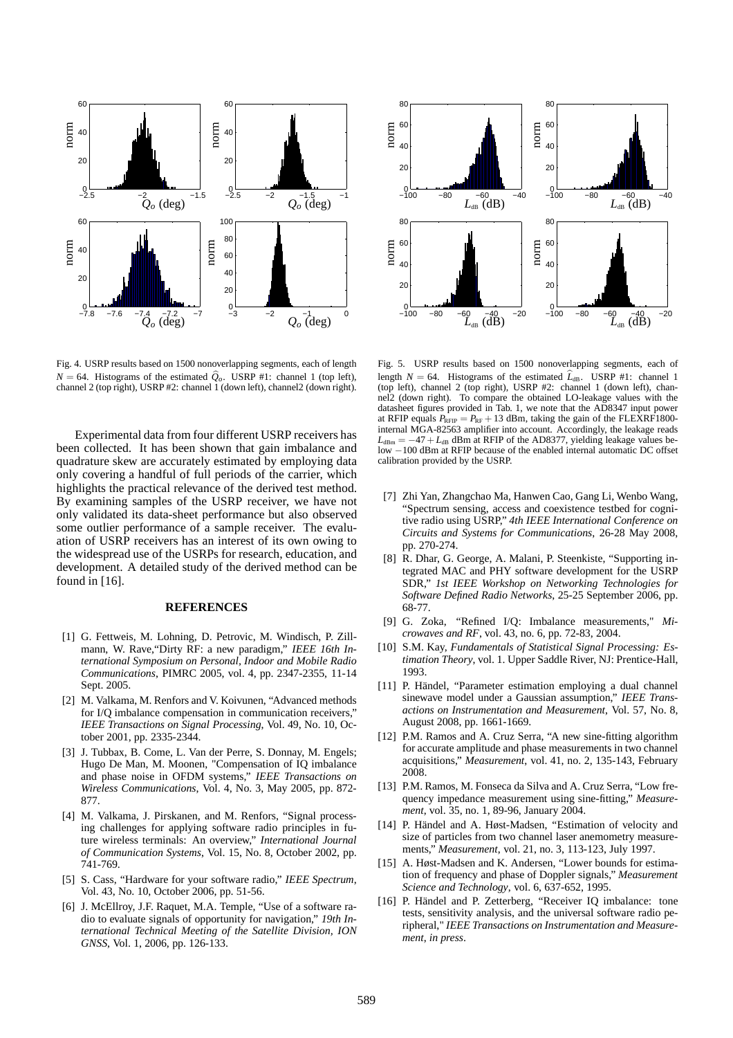60
norm
40
20
0
−2.5 −2 −1.5
$Q_o$ (deg)

60
norm
40
20
0
−2.5 −2 −1.5 −1
$Q_o$ (deg)

60
norm
40
20
0
−7.8 −7.6 −7.4 −7.2 −7
$Q_o$ (deg)

100
80
norm
60
40
20
0
−3 −2 −1 0
$Q_o$ (deg)

Fig. 4. USRP results based on 1500 nonoverlapping segments, each of length $N = 64$. Histograms of the estimated $\widehat{Q}_o$. USRP #1: channel 1 (top left), channel 2 (top right), USRP #2: channel 1 (down left), channel2 (down right).

80
norm
60
40
20
0
−100 −80 −60 −40
$L_{\mathrm{dB}}$ (dB)

80
norm
60
40
20
0
−100 −80 −60 −40
$L_{\mathrm{dB}}$ (dB)

80
norm
60
40
20
0
−100 −80 −60 −40 −20
$L_{\mathrm{dB}}$ (dB)

80
norm
60
40
20
0
−100 −80 −60 −40 −20
$L_{\mathrm{dB}}$ (dB)

Fig. 5. USRP results based on 1500 nonoverlapping segments, each of length $N = 64$. Histograms of the estimated $\widehat{L}_{\mathrm{dB}}$. USRP #1: channel 1 (top left), channel 2 (top right), USRP #2: channel 1 (down left), channel2 (down right). To compare the obtained LO-leakage values with the datasheet figures provided in Tab. 1, we note that the AD8347 input power at RFIP equals $P_{\mathrm{RFIP}} = P_{\mathrm{RF}} + 13$ dBm, taking the gain of the FLEXRF1800-internal MGA-82563 amplifier into account. Accordingly, the leakage reads $L_{\mathrm{dBm}} = -47 + L_{\mathrm{dB}}$ dBm at RFIP of the AD8377, yielding leakage values below $-100$ dBm at RFIP because of the enabled internal automatic DC offset calibration provided by the USRP.

Experimental data from four different USRP receivers has been collected. It has been shown that gain imbalance and quadrature skew are accurately estimated by employing data only covering a handful of full periods of the carrier, which highlights the practical relevance of the derived test method. By examining samples of the USRP receiver, we have not only validated its data-sheet performance but also observed some outlier performance of a sample receiver. The evaluation of USRP receivers has an interest of its own owing to the widespread use of the USRPs for research, education, and development. A detailed study of the derived method can be found in [16].

## REFERENCES

[1] G. Fettweis, M. Lohning, D. Petrovic, M. Windisch, P. Zillmann, W. Rave,"Dirty RF: a new paradigm," *IEEE 16th International Symposium on Personal, Indoor and Mobile Radio Communications*, PIMRC 2005, vol. 4, pp. 2347-2355, 11-14 Sept. 2005.

[2] M. Valkama, M. Renfors and V. Koivunen, "Advanced methods for I/Q imbalance compensation in communication receivers," *IEEE Transactions on Signal Processing*, Vol. 49, No. 10, October 2001, pp. 2335-2344.

[3] J. Tubbax, B. Come, L. Van der Perre, S. Donnay, M. Engels; Hugo De Man, M. Moonen, "Compensation of IQ imbalance and phase noise in OFDM systems," *IEEE Transactions on Wireless Communications*, Vol. 4, No. 3, May 2005, pp. 872-877.

[4] M. Valkama, J. Pirskanen, and M. Renfors, "Signal processing challenges for applying software radio principles in future wireless terminals: An overview," *International Journal of Communication Systems*, Vol. 15, No. 8, October 2002, pp. 741-769.

[5] S. Cass, "Hardware for your software radio," *IEEE Spectrum*, Vol. 43, No. 10, October 2006, pp. 51-56.

[6] J. McEllroy, J.F. Raquet, M.A. Temple, "Use of a software radio to evaluate signals of opportunity for navigation," *19th International Technical Meeting of the Satellite Division, ION GNSS*, Vol. 1, 2006, pp. 126-133.

[7] Zhi Yan, Zhangchao Ma, Hanwen Cao, Gang Li, Wenbo Wang, "Spectrum sensing, access and coexistence testbed for cognitive radio using USRP," *4th IEEE International Conference on Circuits and Systems for Communications*, 26-28 May 2008, pp. 270-274.

[8] R. Dhar, G. George, A. Malani, P. Steenkiste, "Supporting integrated MAC and PHY software development for the USRP SDR," *1st IEEE Workshop on Networking Technologies for Software Defined Radio Networks*, 25-25 September 2006, pp. 68-77.

[9] G. Zoka, "Refined I/Q: Imbalance measurements," *Microwaves and RF*, vol. 43, no. 6, pp. 72-83, 2004.

[10] S.M. Kay, *Fundamentals of Statistical Signal Processing: Estimation Theory*, vol. 1. Upper Saddle River, NJ: Prentice-Hall, 1993.

[11] P. Händel, "Parameter estimation employing a dual channel sinewave model under a Gaussian assumption," *IEEE Transactions on Instrumentation and Measurement*, Vol. 57, No. 8, August 2008, pp. 1661-1669.

[12] P.M. Ramos and A. Cruz Serra, "A new sine-fitting algorithm for accurate amplitude and phase measurements in two channel acquisitions," *Measurement*, vol. 41, no. 2, 135-143, February 2008.

[13] P.M. Ramos, M. Fonseca da Silva and A. Cruz Serra, "Low frequency impedance measurement using sine-fitting," *Measurement*, vol. 35, no. 1, 89-96, January 2004.

[14] P. Händel and A. Høst-Madsen, "Estimation of velocity and size of particles from two channel laser anemometry measurements," *Measurement*, vol. 21, no. 3, 113-123, July 1997.

[15] A. Høst-Madsen and K. Andersen, "Lower bounds for estimation of frequency and phase of Doppler signals," *Measurement Science and Technology*, vol. 6, 637-652, 1995.

[16] P. Händel and P. Zetterberg, "Receiver IQ imbalance: tone tests, sensitivity analysis, and the universal software radio peripheral," *IEEE Transactions on Instrumentation and Measurement, in press*.